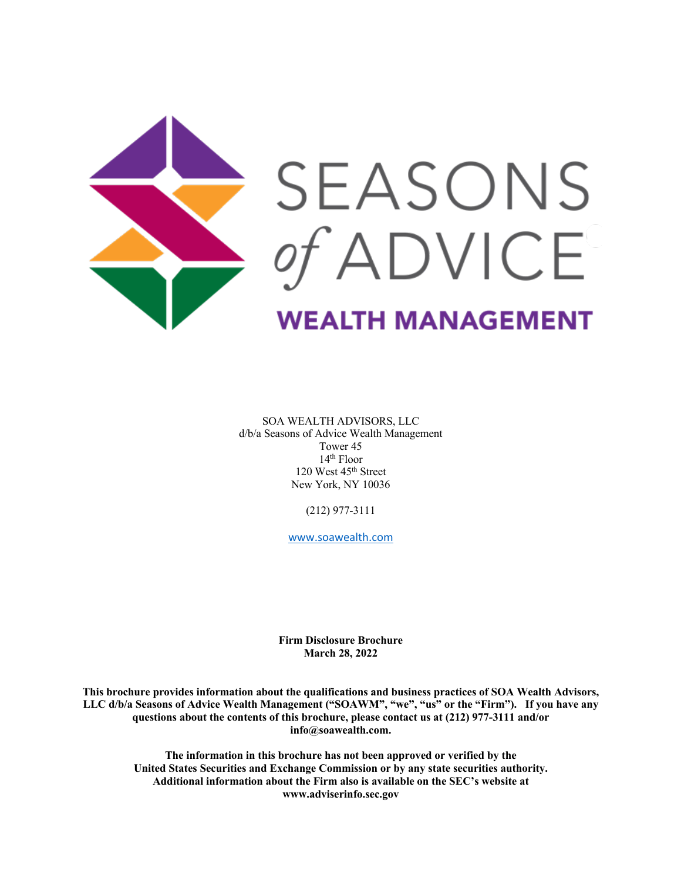SOA WEALTH ADVISORS, LLC
d/b/a Seasons of Advice Wealth Management
Tower 45
14th Floor
120 West 45th Street
New York, NY 10036

(212) 977-3111

www.soawealth.com

**Firm Disclosure Brochure**
**March 28, 2022**

**This brochure provides information about the qualifications and business practices of SOA Wealth Advisors, LLC d/b/a Seasons of Advice Wealth Management ("SOAWM", "we", "us" or the "Firm"). If you have any questions about the contents of this brochure, please contact us at (212) 977-3111 and/or info@soawealth.com.**

**The information in this brochure has not been approved or verified by the United States Securities and Exchange Commission or by any state securities authority. Additional information about the Firm also is available on the SEC's website at www.adviserinfo.sec.gov**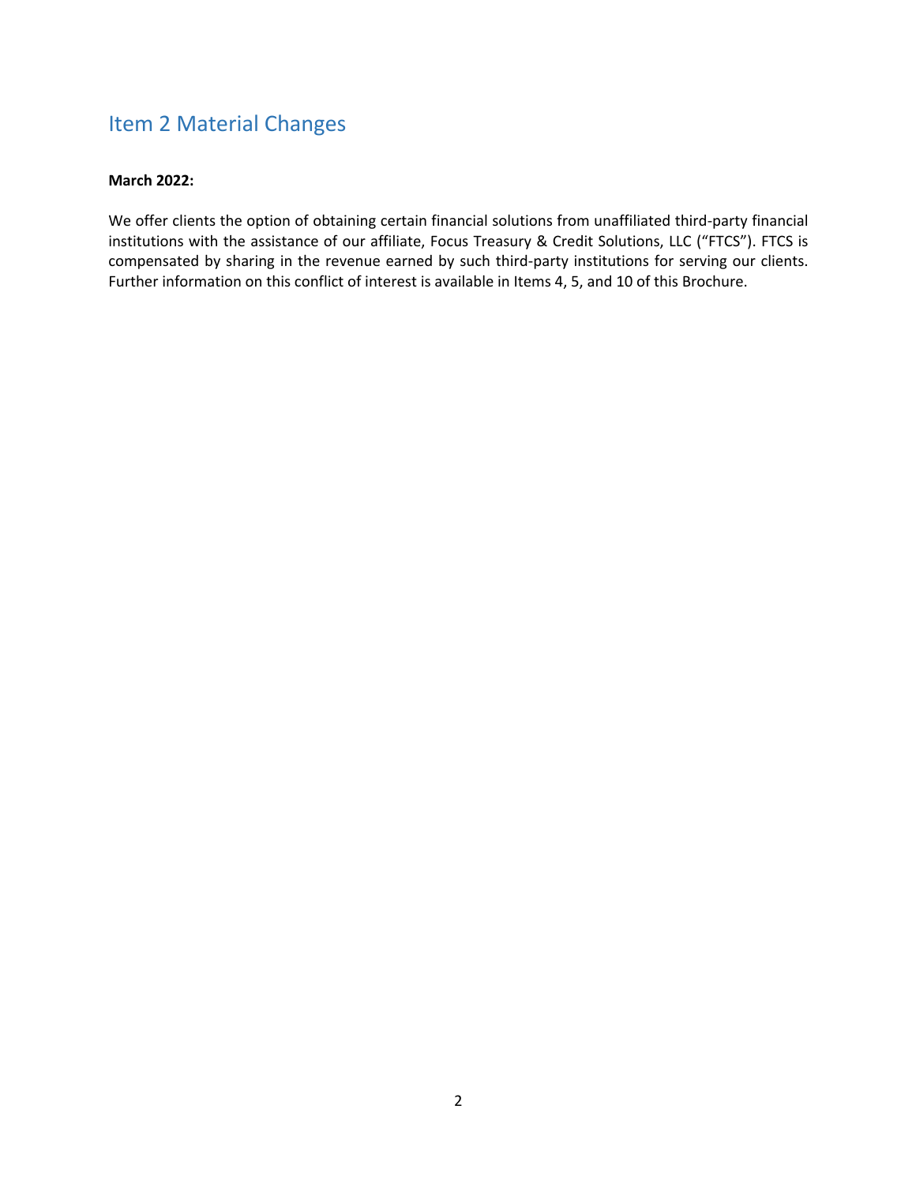# Item 2 Material Changes

**March 2022:**

We offer clients the option of obtaining certain financial solutions from unaffiliated third-party financial institutions with the assistance of our affiliate, Focus Treasury & Credit Solutions, LLC ("FTCS"). FTCS is compensated by sharing in the revenue earned by such third-party institutions for serving our clients. Further information on this conflict of interest is available in Items 4, 5, and 10 of this Brochure.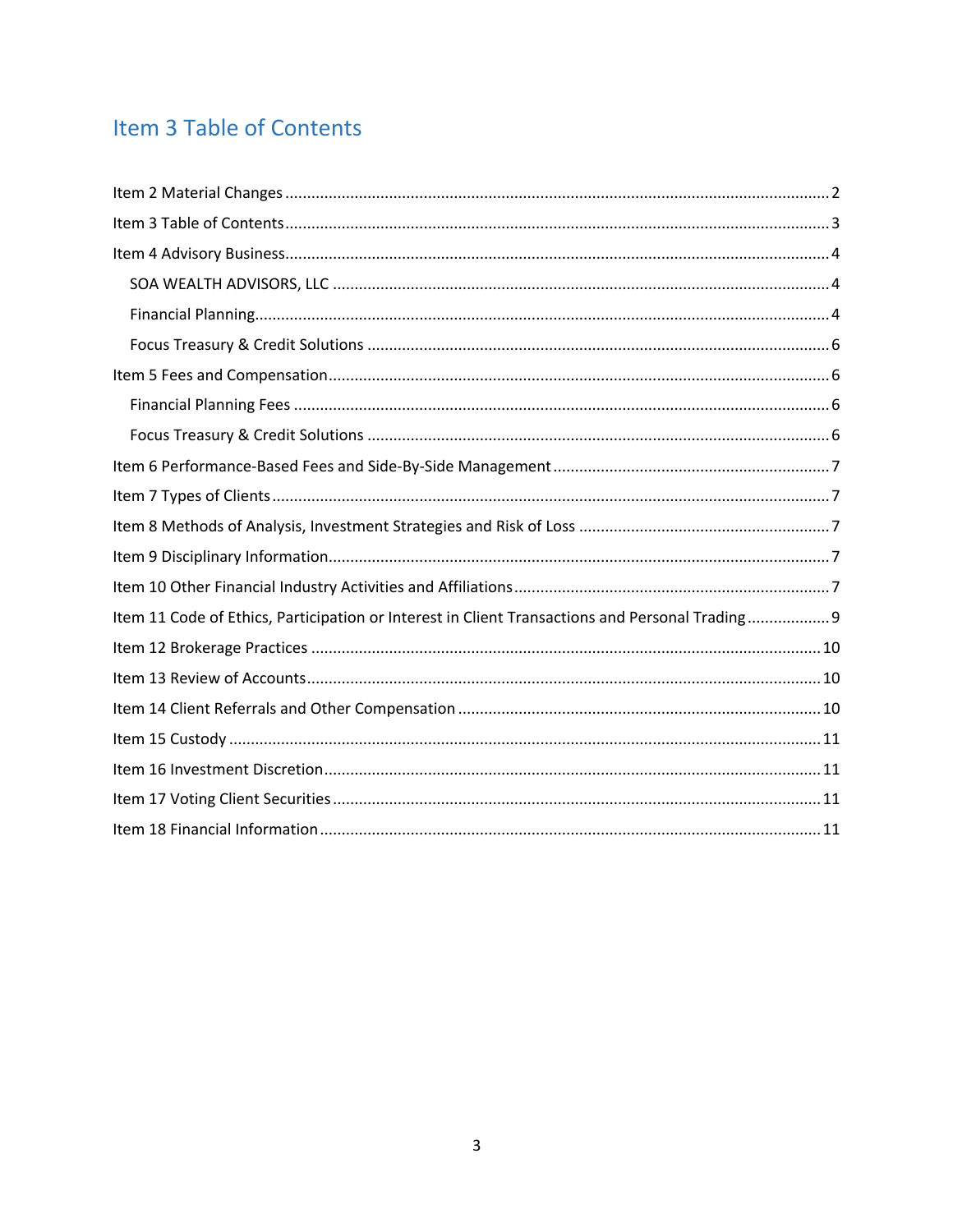## Item 3 Table of Contents

- Item 2 Material Changes ..... 2
- Item 3 Table of Contents ..... 3
- Item 4 Advisory Business ..... 4
  - SOA WEALTH ADVISORS, LLC ..... 4
  - Financial Planning ..... 4
  - Focus Treasury & Credit Solutions ..... 6
- Item 5 Fees and Compensation ..... 6
  - Financial Planning Fees ..... 6
  - Focus Treasury & Credit Solutions ..... 6
- Item 6 Performance-Based Fees and Side-By-Side Management ..... 7
- Item 7 Types of Clients ..... 7
- Item 8 Methods of Analysis, Investment Strategies and Risk of Loss ..... 7
- Item 9 Disciplinary Information ..... 7
- Item 10 Other Financial Industry Activities and Affiliations ..... 7
- Item 11 Code of Ethics, Participation or Interest in Client Transactions and Personal Trading ..... 9
- Item 12 Brokerage Practices ..... 10
- Item 13 Review of Accounts ..... 10
- Item 14 Client Referrals and Other Compensation ..... 10
- Item 15 Custody ..... 11
- Item 16 Investment Discretion ..... 11
- Item 17 Voting Client Securities ..... 11
- Item 18 Financial Information ..... 11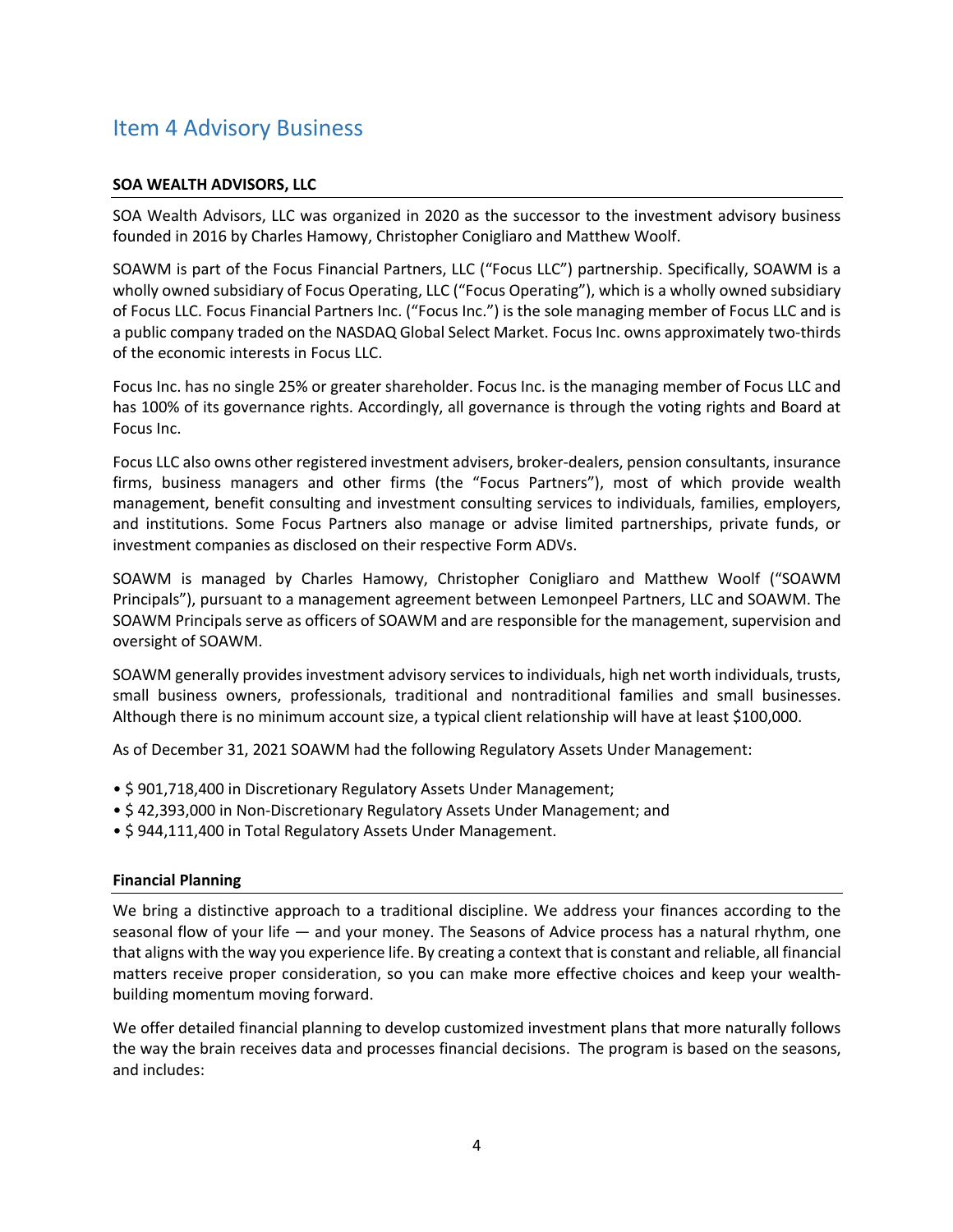# Item 4 Advisory Business

**SOA WEALTH ADVISORS, LLC**

SOA Wealth Advisors, LLC was organized in 2020 as the successor to the investment advisory business founded in 2016 by Charles Hamowy, Christopher Conigliaro and Matthew Woolf.

SOAWM is part of the Focus Financial Partners, LLC ("Focus LLC") partnership. Specifically, SOAWM is a wholly owned subsidiary of Focus Operating, LLC ("Focus Operating"), which is a wholly owned subsidiary of Focus LLC. Focus Financial Partners Inc. ("Focus Inc.") is the sole managing member of Focus LLC and is a public company traded on the NASDAQ Global Select Market. Focus Inc. owns approximately two-thirds of the economic interests in Focus LLC.

Focus Inc. has no single 25% or greater shareholder. Focus Inc. is the managing member of Focus LLC and has 100% of its governance rights. Accordingly, all governance is through the voting rights and Board at Focus Inc.

Focus LLC also owns other registered investment advisers, broker-dealers, pension consultants, insurance firms, business managers and other firms (the "Focus Partners"), most of which provide wealth management, benefit consulting and investment consulting services to individuals, families, employers, and institutions. Some Focus Partners also manage or advise limited partnerships, private funds, or investment companies as disclosed on their respective Form ADVs.

SOAWM is managed by Charles Hamowy, Christopher Conigliaro and Matthew Woolf ("SOAWM Principals"), pursuant to a management agreement between Lemonpeel Partners, LLC and SOAWM. The SOAWM Principals serve as officers of SOAWM and are responsible for the management, supervision and oversight of SOAWM.

SOAWM generally provides investment advisory services to individuals, high net worth individuals, trusts, small business owners, professionals, traditional and nontraditional families and small businesses. Although there is no minimum account size, a typical client relationship will have at least $100,000.

As of December 31, 2021 SOAWM had the following Regulatory Assets Under Management:

- $ 901,718,400 in Discretionary Regulatory Assets Under Management;
- $ 42,393,000 in Non-Discretionary Regulatory Assets Under Management; and
- $ 944,111,400 in Total Regulatory Assets Under Management.

**Financial Planning**

We bring a distinctive approach to a traditional discipline. We address your finances according to the seasonal flow of your life — and your money. The Seasons of Advice process has a natural rhythm, one that aligns with the way you experience life. By creating a context that is constant and reliable, all financial matters receive proper consideration, so you can make more effective choices and keep your wealth-building momentum moving forward.

We offer detailed financial planning to develop customized investment plans that more naturally follows the way the brain receives data and processes financial decisions. The program is based on the seasons, and includes: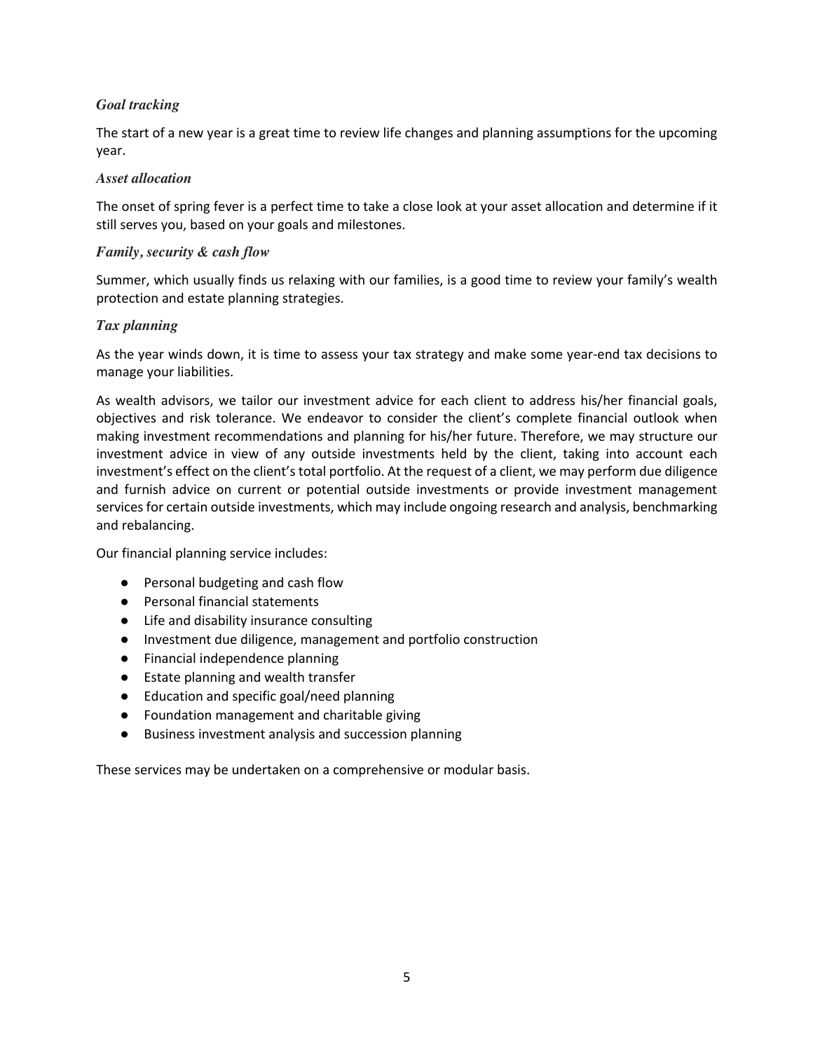### *Goal tracking*

The start of a new year is a great time to review life changes and planning assumptions for the upcoming year.

### *Asset allocation*

The onset of spring fever is a perfect time to take a close look at your asset allocation and determine if it still serves you, based on your goals and milestones.

### *Family, security & cash flow*

Summer, which usually finds us relaxing with our families, is a good time to review your family's wealth protection and estate planning strategies.

### *Tax planning*

As the year winds down, it is time to assess your tax strategy and make some year-end tax decisions to manage your liabilities.

As wealth advisors, we tailor our investment advice for each client to address his/her financial goals, objectives and risk tolerance. We endeavor to consider the client's complete financial outlook when making investment recommendations and planning for his/her future. Therefore, we may structure our investment advice in view of any outside investments held by the client, taking into account each investment's effect on the client's total portfolio. At the request of a client, we may perform due diligence and furnish advice on current or potential outside investments or provide investment management services for certain outside investments, which may include ongoing research and analysis, benchmarking and rebalancing.

Our financial planning service includes:

- Personal budgeting and cash flow
- Personal financial statements
- Life and disability insurance consulting
- Investment due diligence, management and portfolio construction
- Financial independence planning
- Estate planning and wealth transfer
- Education and specific goal/need planning
- Foundation management and charitable giving
- Business investment analysis and succession planning

These services may be undertaken on a comprehensive or modular basis.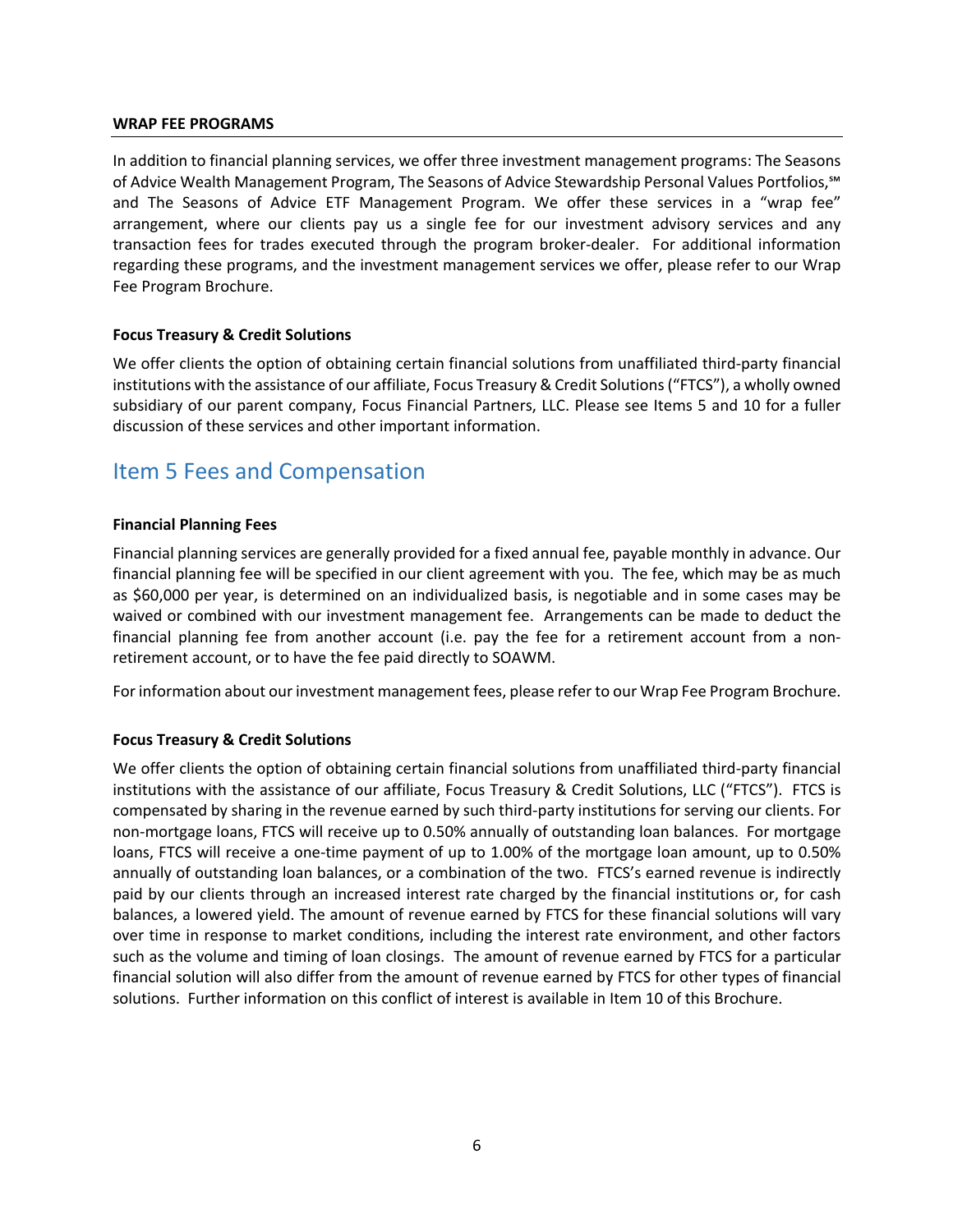#### WRAP FEE PROGRAMS

In addition to financial planning services, we offer three investment management programs: The Seasons of Advice Wealth Management Program, The Seasons of Advice Stewardship Personal Values Portfolios,℠ and The Seasons of Advice ETF Management Program. We offer these services in a "wrap fee" arrangement, where our clients pay us a single fee for our investment advisory services and any transaction fees for trades executed through the program broker-dealer. For additional information regarding these programs, and the investment management services we offer, please refer to our Wrap Fee Program Brochure.

#### Focus Treasury & Credit Solutions

We offer clients the option of obtaining certain financial solutions from unaffiliated third-party financial institutions with the assistance of our affiliate, Focus Treasury & Credit Solutions ("FTCS"), a wholly owned subsidiary of our parent company, Focus Financial Partners, LLC. Please see Items 5 and 10 for a fuller discussion of these services and other important information.

## Item 5 Fees and Compensation

#### Financial Planning Fees

Financial planning services are generally provided for a fixed annual fee, payable monthly in advance. Our financial planning fee will be specified in our client agreement with you. The fee, which may be as much as $60,000 per year, is determined on an individualized basis, is negotiable and in some cases may be waived or combined with our investment management fee. Arrangements can be made to deduct the financial planning fee from another account (i.e. pay the fee for a retirement account from a non-retirement account, or to have the fee paid directly to SOAWM.

For information about our investment management fees, please refer to our Wrap Fee Program Brochure.

#### Focus Treasury & Credit Solutions

We offer clients the option of obtaining certain financial solutions from unaffiliated third-party financial institutions with the assistance of our affiliate, Focus Treasury & Credit Solutions, LLC ("FTCS"). FTCS is compensated by sharing in the revenue earned by such third-party institutions for serving our clients. For non-mortgage loans, FTCS will receive up to 0.50% annually of outstanding loan balances. For mortgage loans, FTCS will receive a one-time payment of up to 1.00% of the mortgage loan amount, up to 0.50% annually of outstanding loan balances, or a combination of the two. FTCS's earned revenue is indirectly paid by our clients through an increased interest rate charged by the financial institutions or, for cash balances, a lowered yield. The amount of revenue earned by FTCS for these financial solutions will vary over time in response to market conditions, including the interest rate environment, and other factors such as the volume and timing of loan closings. The amount of revenue earned by FTCS for a particular financial solution will also differ from the amount of revenue earned by FTCS for other types of financial solutions. Further information on this conflict of interest is available in Item 10 of this Brochure.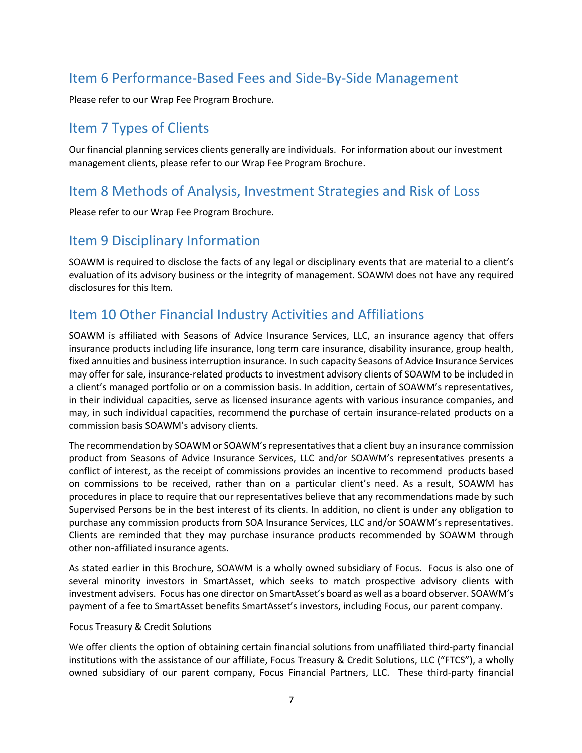## Item 6 Performance-Based Fees and Side-By-Side Management

Please refer to our Wrap Fee Program Brochure.

## Item 7 Types of Clients

Our financial planning services clients generally are individuals. For information about our investment management clients, please refer to our Wrap Fee Program Brochure.

## Item 8 Methods of Analysis, Investment Strategies and Risk of Loss

Please refer to our Wrap Fee Program Brochure.

## Item 9 Disciplinary Information

SOAWM is required to disclose the facts of any legal or disciplinary events that are material to a client's evaluation of its advisory business or the integrity of management. SOAWM does not have any required disclosures for this Item.

## Item 10 Other Financial Industry Activities and Affiliations

SOAWM is affiliated with Seasons of Advice Insurance Services, LLC, an insurance agency that offers insurance products including life insurance, long term care insurance, disability insurance, group health, fixed annuities and business interruption insurance. In such capacity Seasons of Advice Insurance Services may offer for sale, insurance-related products to investment advisory clients of SOAWM to be included in a client's managed portfolio or on a commission basis. In addition, certain of SOAWM's representatives, in their individual capacities, serve as licensed insurance agents with various insurance companies, and may, in such individual capacities, recommend the purchase of certain insurance-related products on a commission basis SOAWM's advisory clients.

The recommendation by SOAWM or SOAWM's representatives that a client buy an insurance commission product from Seasons of Advice Insurance Services, LLC and/or SOAWM's representatives presents a conflict of interest, as the receipt of commissions provides an incentive to recommend products based on commissions to be received, rather than on a particular client's need. As a result, SOAWM has procedures in place to require that our representatives believe that any recommendations made by such Supervised Persons be in the best interest of its clients. In addition, no client is under any obligation to purchase any commission products from SOA Insurance Services, LLC and/or SOAWM's representatives. Clients are reminded that they may purchase insurance products recommended by SOAWM through other non-affiliated insurance agents.

As stated earlier in this Brochure, SOAWM is a wholly owned subsidiary of Focus. Focus is also one of several minority investors in SmartAsset, which seeks to match prospective advisory clients with investment advisers. Focus has one director on SmartAsset's board as well as a board observer. SOAWM's payment of a fee to SmartAsset benefits SmartAsset's investors, including Focus, our parent company.

Focus Treasury & Credit Solutions

We offer clients the option of obtaining certain financial solutions from unaffiliated third-party financial institutions with the assistance of our affiliate, Focus Treasury & Credit Solutions, LLC ("FTCS"), a wholly owned subsidiary of our parent company, Focus Financial Partners, LLC. These third-party financial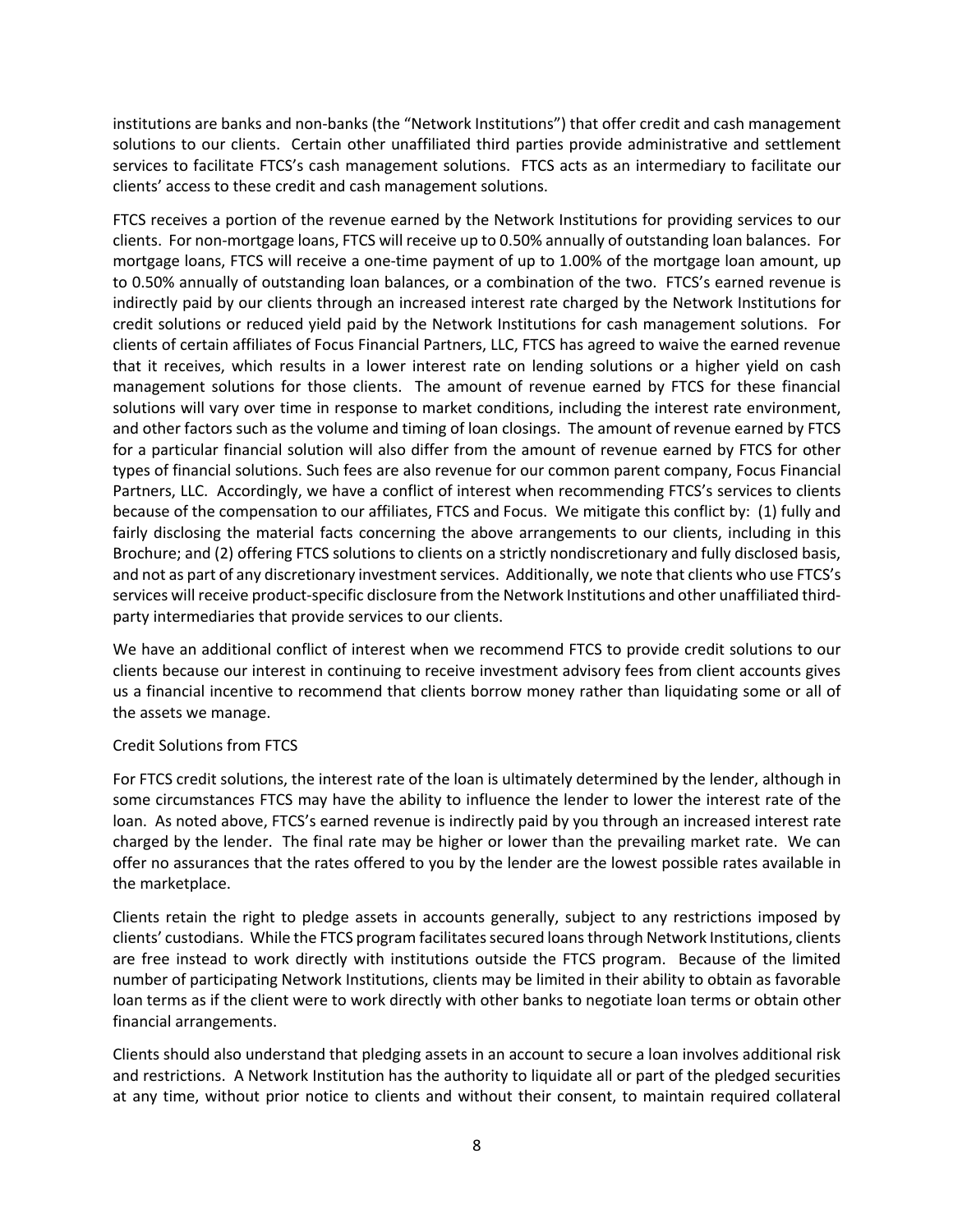institutions are banks and non-banks (the "Network Institutions") that offer credit and cash management solutions to our clients. Certain other unaffiliated third parties provide administrative and settlement services to facilitate FTCS's cash management solutions. FTCS acts as an intermediary to facilitate our clients' access to these credit and cash management solutions.

FTCS receives a portion of the revenue earned by the Network Institutions for providing services to our clients. For non-mortgage loans, FTCS will receive up to 0.50% annually of outstanding loan balances. For mortgage loans, FTCS will receive a one-time payment of up to 1.00% of the mortgage loan amount, up to 0.50% annually of outstanding loan balances, or a combination of the two. FTCS's earned revenue is indirectly paid by our clients through an increased interest rate charged by the Network Institutions for credit solutions or reduced yield paid by the Network Institutions for cash management solutions. For clients of certain affiliates of Focus Financial Partners, LLC, FTCS has agreed to waive the earned revenue that it receives, which results in a lower interest rate on lending solutions or a higher yield on cash management solutions for those clients. The amount of revenue earned by FTCS for these financial solutions will vary over time in response to market conditions, including the interest rate environment, and other factors such as the volume and timing of loan closings. The amount of revenue earned by FTCS for a particular financial solution will also differ from the amount of revenue earned by FTCS for other types of financial solutions. Such fees are also revenue for our common parent company, Focus Financial Partners, LLC. Accordingly, we have a conflict of interest when recommending FTCS's services to clients because of the compensation to our affiliates, FTCS and Focus. We mitigate this conflict by: (1) fully and fairly disclosing the material facts concerning the above arrangements to our clients, including in this Brochure; and (2) offering FTCS solutions to clients on a strictly nondiscretionary and fully disclosed basis, and not as part of any discretionary investment services. Additionally, we note that clients who use FTCS's services will receive product-specific disclosure from the Network Institutions and other unaffiliated third-party intermediaries that provide services to our clients.

We have an additional conflict of interest when we recommend FTCS to provide credit solutions to our clients because our interest in continuing to receive investment advisory fees from client accounts gives us a financial incentive to recommend that clients borrow money rather than liquidating some or all of the assets we manage.

Credit Solutions from FTCS

For FTCS credit solutions, the interest rate of the loan is ultimately determined by the lender, although in some circumstances FTCS may have the ability to influence the lender to lower the interest rate of the loan. As noted above, FTCS's earned revenue is indirectly paid by you through an increased interest rate charged by the lender. The final rate may be higher or lower than the prevailing market rate. We can offer no assurances that the rates offered to you by the lender are the lowest possible rates available in the marketplace.

Clients retain the right to pledge assets in accounts generally, subject to any restrictions imposed by clients' custodians. While the FTCS program facilitates secured loans through Network Institutions, clients are free instead to work directly with institutions outside the FTCS program. Because of the limited number of participating Network Institutions, clients may be limited in their ability to obtain as favorable loan terms as if the client were to work directly with other banks to negotiate loan terms or obtain other financial arrangements.

Clients should also understand that pledging assets in an account to secure a loan involves additional risk and restrictions. A Network Institution has the authority to liquidate all or part of the pledged securities at any time, without prior notice to clients and without their consent, to maintain required collateral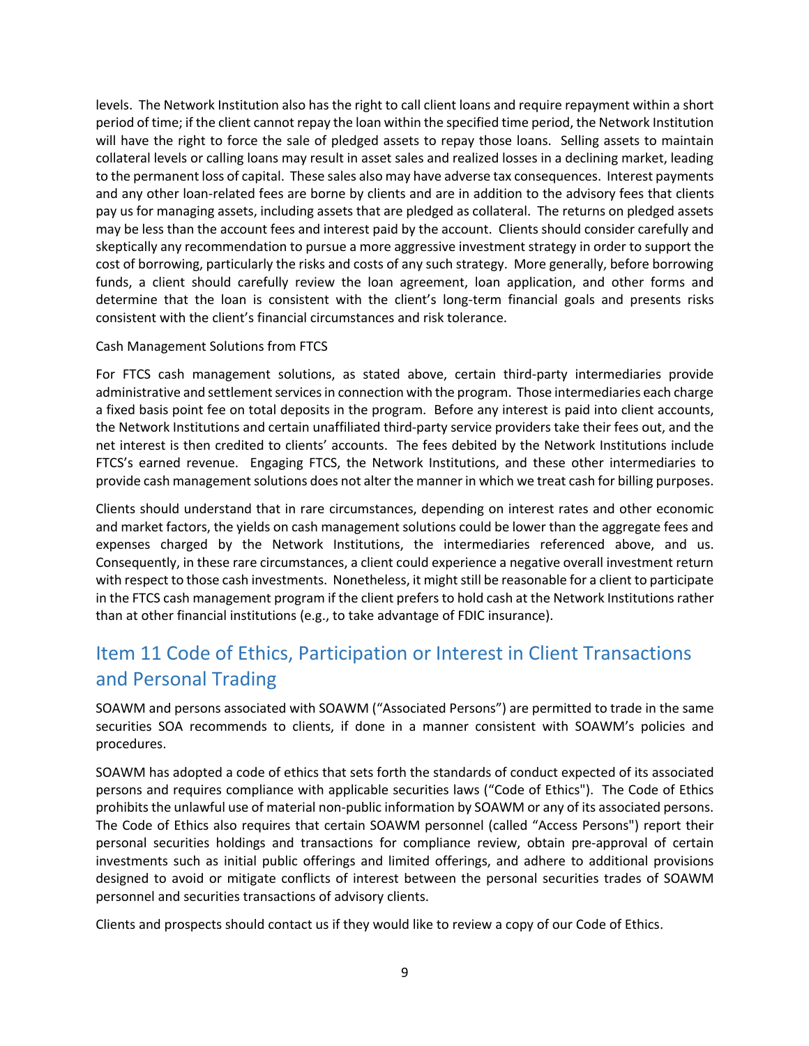levels. The Network Institution also has the right to call client loans and require repayment within a short period of time; if the client cannot repay the loan within the specified time period, the Network Institution will have the right to force the sale of pledged assets to repay those loans. Selling assets to maintain collateral levels or calling loans may result in asset sales and realized losses in a declining market, leading to the permanent loss of capital. These sales also may have adverse tax consequences. Interest payments and any other loan-related fees are borne by clients and are in addition to the advisory fees that clients pay us for managing assets, including assets that are pledged as collateral. The returns on pledged assets may be less than the account fees and interest paid by the account. Clients should consider carefully and skeptically any recommendation to pursue a more aggressive investment strategy in order to support the cost of borrowing, particularly the risks and costs of any such strategy. More generally, before borrowing funds, a client should carefully review the loan agreement, loan application, and other forms and determine that the loan is consistent with the client's long-term financial goals and presents risks consistent with the client's financial circumstances and risk tolerance.

Cash Management Solutions from FTCS

For FTCS cash management solutions, as stated above, certain third-party intermediaries provide administrative and settlement services in connection with the program. Those intermediaries each charge a fixed basis point fee on total deposits in the program. Before any interest is paid into client accounts, the Network Institutions and certain unaffiliated third-party service providers take their fees out, and the net interest is then credited to clients' accounts. The fees debited by the Network Institutions include FTCS's earned revenue. Engaging FTCS, the Network Institutions, and these other intermediaries to provide cash management solutions does not alter the manner in which we treat cash for billing purposes.

Clients should understand that in rare circumstances, depending on interest rates and other economic and market factors, the yields on cash management solutions could be lower than the aggregate fees and expenses charged by the Network Institutions, the intermediaries referenced above, and us. Consequently, in these rare circumstances, a client could experience a negative overall investment return with respect to those cash investments. Nonetheless, it might still be reasonable for a client to participate in the FTCS cash management program if the client prefers to hold cash at the Network Institutions rather than at other financial institutions (e.g., to take advantage of FDIC insurance).

## Item 11 Code of Ethics, Participation or Interest in Client Transactions and Personal Trading

SOAWM and persons associated with SOAWM ("Associated Persons") are permitted to trade in the same securities SOA recommends to clients, if done in a manner consistent with SOAWM's policies and procedures.

SOAWM has adopted a code of ethics that sets forth the standards of conduct expected of its associated persons and requires compliance with applicable securities laws ("Code of Ethics"). The Code of Ethics prohibits the unlawful use of material non-public information by SOAWM or any of its associated persons. The Code of Ethics also requires that certain SOAWM personnel (called "Access Persons") report their personal securities holdings and transactions for compliance review, obtain pre-approval of certain investments such as initial public offerings and limited offerings, and adhere to additional provisions designed to avoid or mitigate conflicts of interest between the personal securities trades of SOAWM personnel and securities transactions of advisory clients.

Clients and prospects should contact us if they would like to review a copy of our Code of Ethics.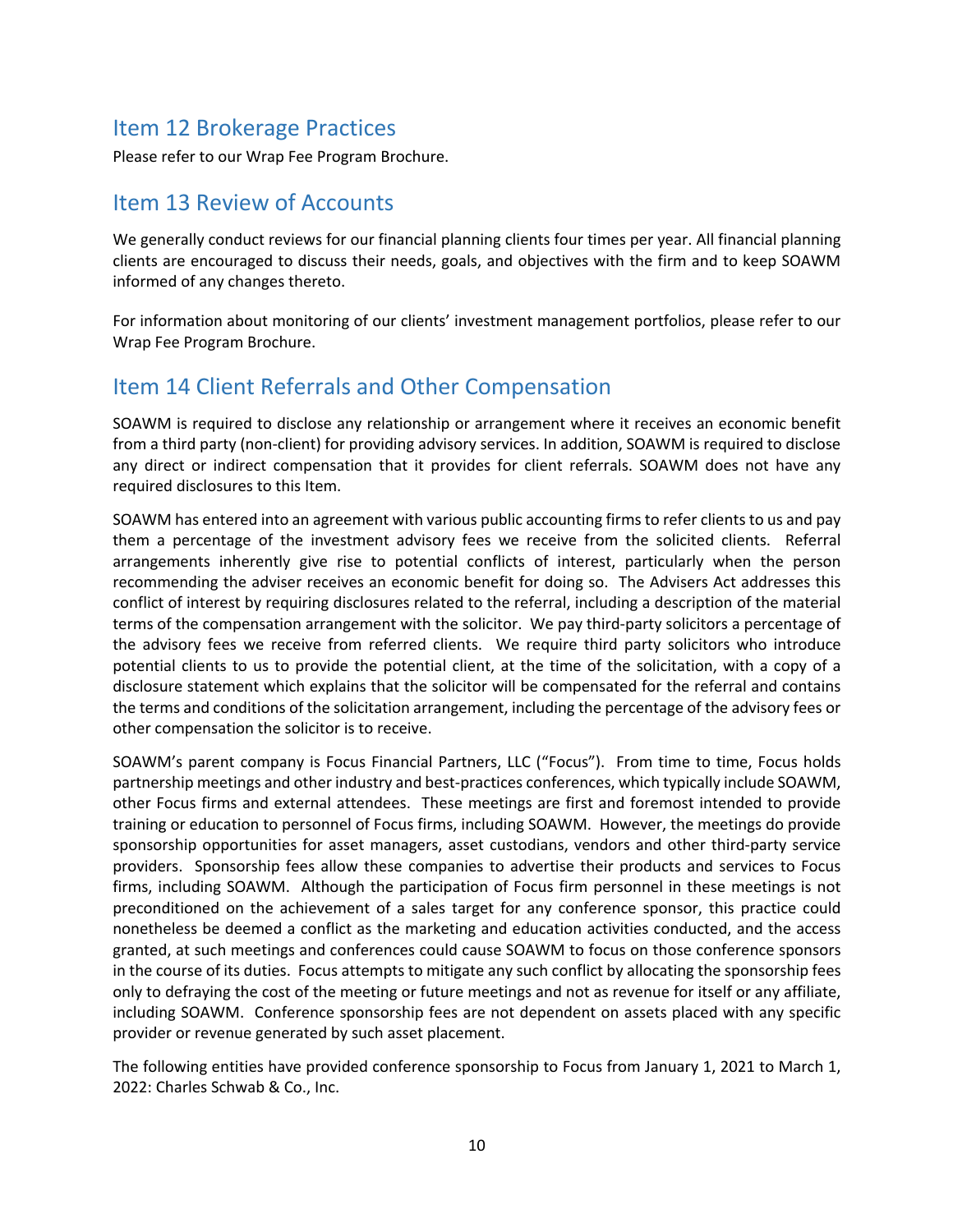## Item 12 Brokerage Practices

Please refer to our Wrap Fee Program Brochure.

## Item 13 Review of Accounts

We generally conduct reviews for our financial planning clients four times per year. All financial planning clients are encouraged to discuss their needs, goals, and objectives with the firm and to keep SOAWM informed of any changes thereto.

For information about monitoring of our clients' investment management portfolios, please refer to our Wrap Fee Program Brochure.

## Item 14 Client Referrals and Other Compensation

SOAWM is required to disclose any relationship or arrangement where it receives an economic benefit from a third party (non-client) for providing advisory services. In addition, SOAWM is required to disclose any direct or indirect compensation that it provides for client referrals. SOAWM does not have any required disclosures to this Item.

SOAWM has entered into an agreement with various public accounting firms to refer clients to us and pay them a percentage of the investment advisory fees we receive from the solicited clients. Referral arrangements inherently give rise to potential conflicts of interest, particularly when the person recommending the adviser receives an economic benefit for doing so. The Advisers Act addresses this conflict of interest by requiring disclosures related to the referral, including a description of the material terms of the compensation arrangement with the solicitor. We pay third-party solicitors a percentage of the advisory fees we receive from referred clients. We require third party solicitors who introduce potential clients to us to provide the potential client, at the time of the solicitation, with a copy of a disclosure statement which explains that the solicitor will be compensated for the referral and contains the terms and conditions of the solicitation arrangement, including the percentage of the advisory fees or other compensation the solicitor is to receive.

SOAWM's parent company is Focus Financial Partners, LLC ("Focus"). From time to time, Focus holds partnership meetings and other industry and best-practices conferences, which typically include SOAWM, other Focus firms and external attendees. These meetings are first and foremost intended to provide training or education to personnel of Focus firms, including SOAWM. However, the meetings do provide sponsorship opportunities for asset managers, asset custodians, vendors and other third-party service providers. Sponsorship fees allow these companies to advertise their products and services to Focus firms, including SOAWM. Although the participation of Focus firm personnel in these meetings is not preconditioned on the achievement of a sales target for any conference sponsor, this practice could nonetheless be deemed a conflict as the marketing and education activities conducted, and the access granted, at such meetings and conferences could cause SOAWM to focus on those conference sponsors in the course of its duties. Focus attempts to mitigate any such conflict by allocating the sponsorship fees only to defraying the cost of the meeting or future meetings and not as revenue for itself or any affiliate, including SOAWM. Conference sponsorship fees are not dependent on assets placed with any specific provider or revenue generated by such asset placement.

The following entities have provided conference sponsorship to Focus from January 1, 2021 to March 1, 2022: Charles Schwab & Co., Inc.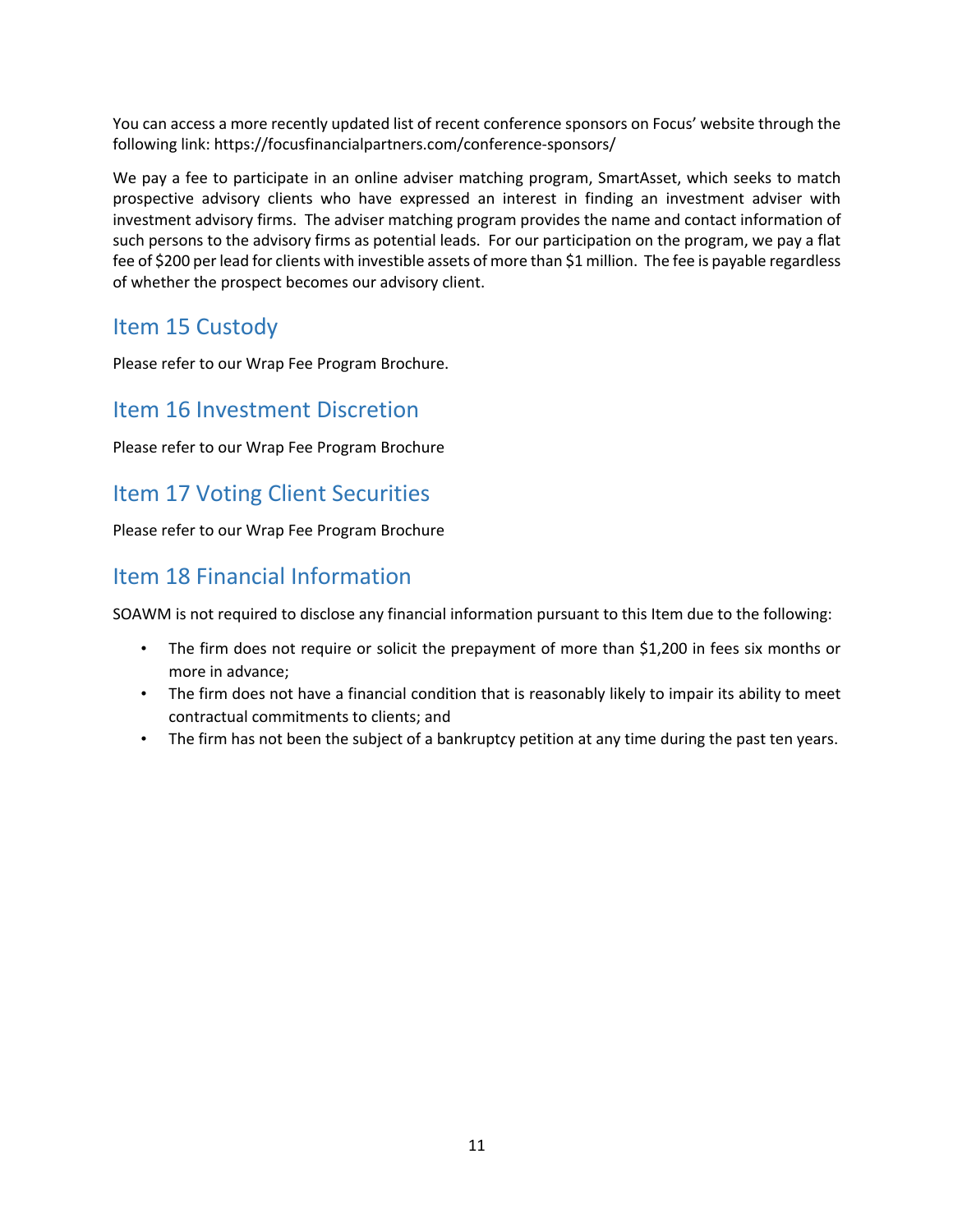You can access a more recently updated list of recent conference sponsors on Focus' website through the following link: https://focusfinancialpartners.com/conference-sponsors/

We pay a fee to participate in an online adviser matching program, SmartAsset, which seeks to match prospective advisory clients who have expressed an interest in finding an investment adviser with investment advisory firms. The adviser matching program provides the name and contact information of such persons to the advisory firms as potential leads. For our participation on the program, we pay a flat fee of $200 per lead for clients with investible assets of more than $1 million. The fee is payable regardless of whether the prospect becomes our advisory client.

## Item 15 Custody

Please refer to our Wrap Fee Program Brochure.

## Item 16 Investment Discretion

Please refer to our Wrap Fee Program Brochure

## Item 17 Voting Client Securities

Please refer to our Wrap Fee Program Brochure

## Item 18 Financial Information

SOAWM is not required to disclose any financial information pursuant to this Item due to the following:

- The firm does not require or solicit the prepayment of more than $1,200 in fees six months or more in advance;
- The firm does not have a financial condition that is reasonably likely to impair its ability to meet contractual commitments to clients; and
- The firm has not been the subject of a bankruptcy petition at any time during the past ten years.